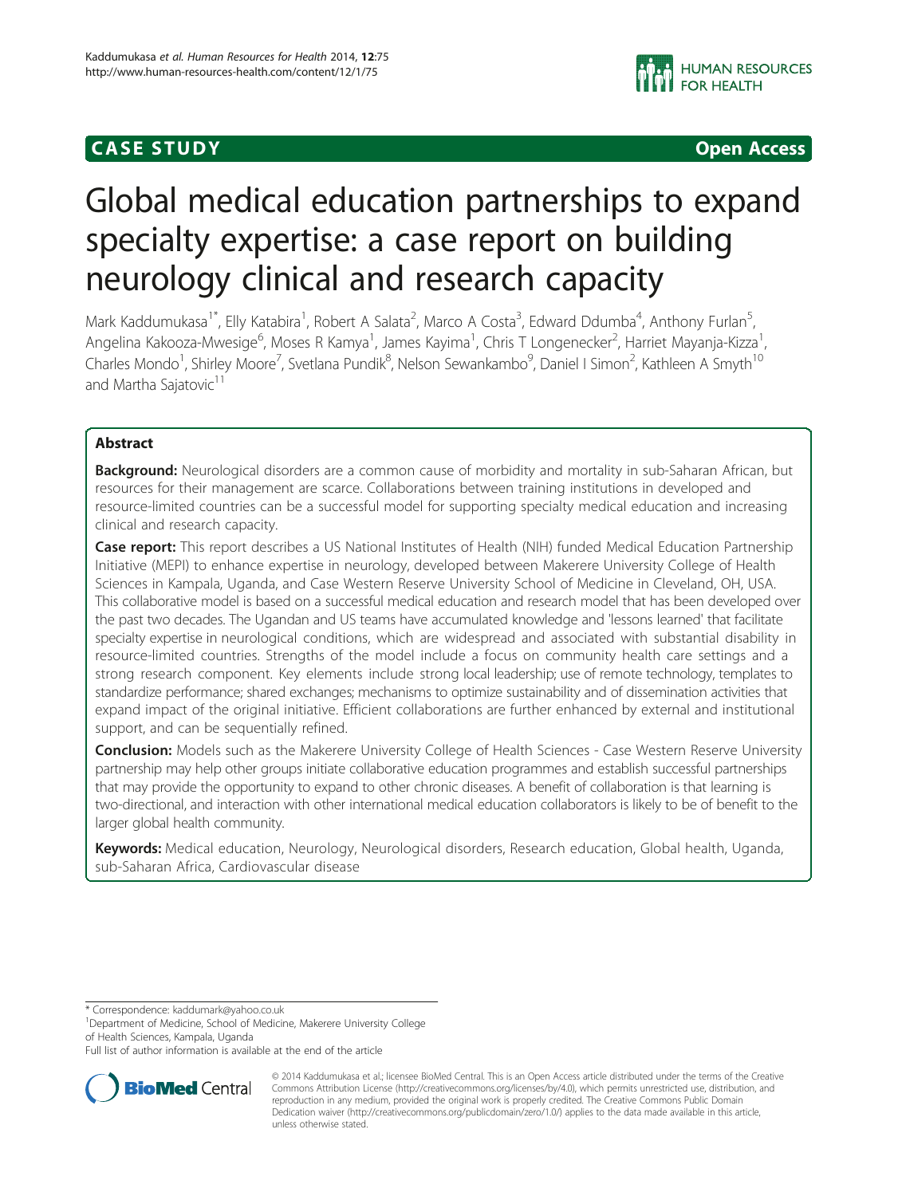CASE STUDY **Open Access**

# Global medical education partnerships to expand specialty expertise: a case report on building neurology clinical and research capacity

Mark Kaddumukasa[1*], Elly Katabira[1], Robert A Salata[2], Marco A Costa[3], Edward Ddumba[4], Anthony Furlan[5], Angelina Kakooza-Mwesige[6], Moses R Kamya[1], James Kayima[1], Chris T Longenecker[2], Harriet Mayanja-Kizza[1], Charles Mondo[1], Shirley Moore[7], Svetlana Pundik[8], Nelson Sewankambo[9], Daniel I Simon[2], Kathleen A Smyth[10] and Martha Sajatovic[11]

## Abstract

**Background:** Neurological disorders are a common cause of morbidity and mortality in sub-Saharan African, but resources for their management are scarce. Collaborations between training institutions in developed and resource-limited countries can be a successful model for supporting specialty medical education and increasing clinical and research capacity.

**Case report:** This report describes a US National Institutes of Health (NIH) funded Medical Education Partnership Initiative (MEPI) to enhance expertise in neurology, developed between Makerere University College of Health Sciences in Kampala, Uganda, and Case Western Reserve University School of Medicine in Cleveland, OH, USA. This collaborative model is based on a successful medical education and research model that has been developed over the past two decades. The Ugandan and US teams have accumulated knowledge and 'lessons learned' that facilitate specialty expertise in neurological conditions, which are widespread and associated with substantial disability in resource-limited countries. Strengths of the model include a focus on community health care settings and a strong research component. Key elements include strong local leadership; use of remote technology, templates to standardize performance; shared exchanges; mechanisms to optimize sustainability and of dissemination activities that expand impact of the original initiative. Efficient collaborations are further enhanced by external and institutional support, and can be sequentially refined.

**Conclusion:** Models such as the Makerere University College of Health Sciences - Case Western Reserve University partnership may help other groups initiate collaborative education programmes and establish successful partnerships that may provide the opportunity to expand to other chronic diseases. A benefit of collaboration is that learning is two-directional, and interaction with other international medical education collaborators is likely to be of benefit to the larger global health community.

**Keywords:** Medical education, Neurology, Neurological disorders, Research education, Global health, Uganda, sub-Saharan Africa, Cardiovascular disease

\* Correspondence: kaddumark@yahoo.co.uk
[1]Department of Medicine, School of Medicine, Makerere University College of Health Sciences, Kampala, Uganda
Full list of author information is available at the end of the article

© 2014 Kaddumukasa et al.; licensee BioMed Central. This is an Open Access article distributed under the terms of the Creative Commons Attribution License (http://creativecommons.org/licenses/by/4.0), which permits unrestricted use, distribution, and reproduction in any medium, provided the original work is properly credited. The Creative Commons Public Domain Dedication waiver (http://creativecommons.org/publicdomain/zero/1.0/) applies to the data made available in this article, unless otherwise stated.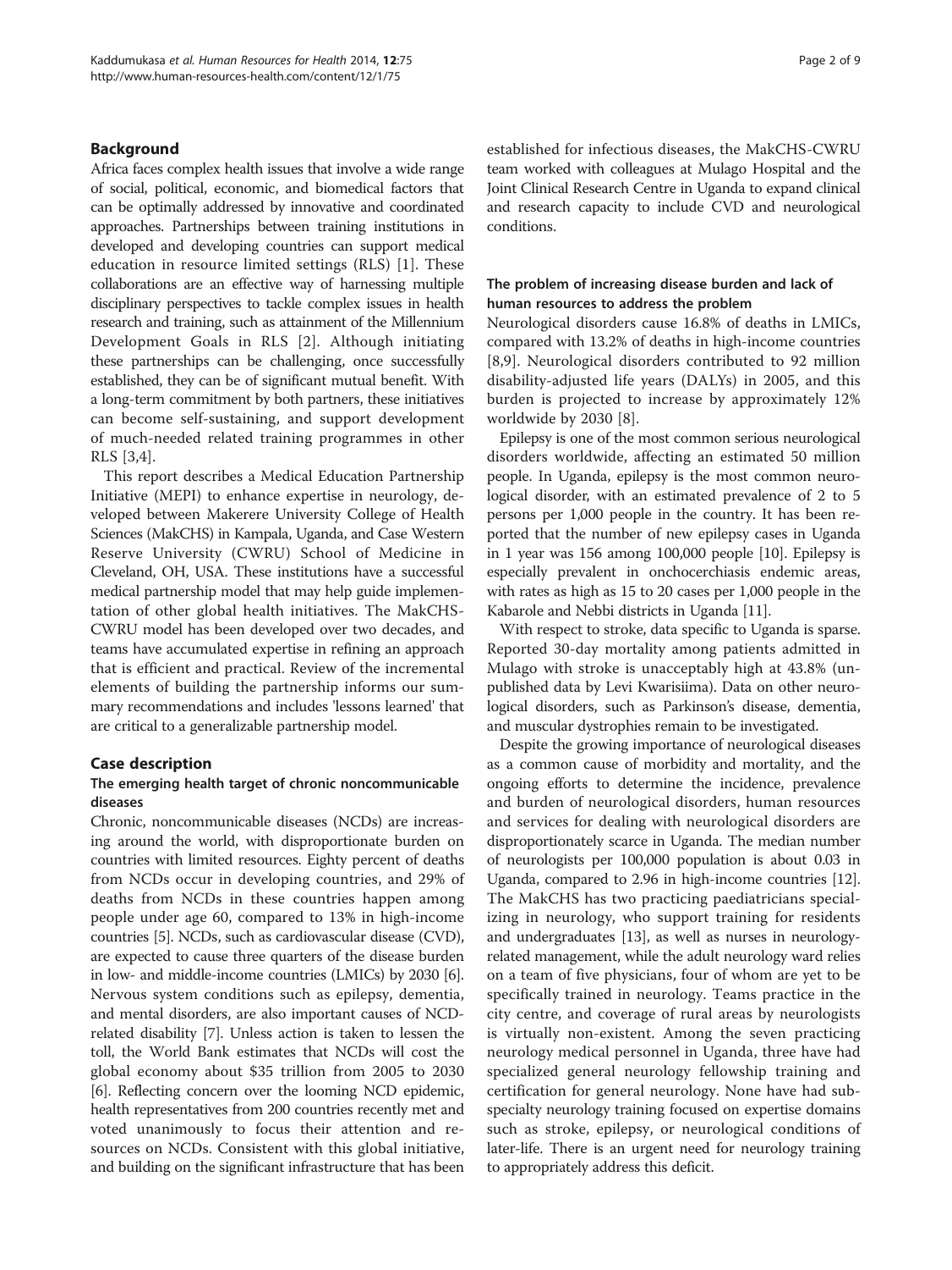## Background

Africa faces complex health issues that involve a wide range of social, political, economic, and biomedical factors that can be optimally addressed by innovative and coordinated approaches. Partnerships between training institutions in developed and developing countries can support medical education in resource limited settings (RLS) [1]. These collaborations are an effective way of harnessing multiple disciplinary perspectives to tackle complex issues in health research and training, such as attainment of the Millennium Development Goals in RLS [2]. Although initiating these partnerships can be challenging, once successfully established, they can be of significant mutual benefit. With a long-term commitment by both partners, these initiatives can become self-sustaining, and support development of much-needed related training programmes in other RLS [3,4].

This report describes a Medical Education Partnership Initiative (MEPI) to enhance expertise in neurology, developed between Makerere University College of Health Sciences (MakCHS) in Kampala, Uganda, and Case Western Reserve University (CWRU) School of Medicine in Cleveland, OH, USA. These institutions have a successful medical partnership model that may help guide implementation of other global health initiatives. The MakCHS-CWRU model has been developed over two decades, and teams have accumulated expertise in refining an approach that is efficient and practical. Review of the incremental elements of building the partnership informs our summary recommendations and includes 'lessons learned' that are critical to a generalizable partnership model.

## Case description

### The emerging health target of chronic noncommunicable diseases

Chronic, noncommunicable diseases (NCDs) are increasing around the world, with disproportionate burden on countries with limited resources. Eighty percent of deaths from NCDs occur in developing countries, and 29% of deaths from NCDs in these countries happen among people under age 60, compared to 13% in high-income countries [5]. NCDs, such as cardiovascular disease (CVD), are expected to cause three quarters of the disease burden in low- and middle-income countries (LMICs) by 2030 [6]. Nervous system conditions such as epilepsy, dementia, and mental disorders, are also important causes of NCD-related disability [7]. Unless action is taken to lessen the toll, the World Bank estimates that NCDs will cost the global economy about $35 trillion from 2005 to 2030 [6]. Reflecting concern over the looming NCD epidemic, health representatives from 200 countries recently met and voted unanimously to focus their attention and resources on NCDs. Consistent with this global initiative, and building on the significant infrastructure that has been established for infectious diseases, the MakCHS-CWRU team worked with colleagues at Mulago Hospital and the Joint Clinical Research Centre in Uganda to expand clinical and research capacity to include CVD and neurological conditions.

### The problem of increasing disease burden and lack of human resources to address the problem

Neurological disorders cause 16.8% of deaths in LMICs, compared with 13.2% of deaths in high-income countries [8,9]. Neurological disorders contributed to 92 million disability-adjusted life years (DALYs) in 2005, and this burden is projected to increase by approximately 12% worldwide by 2030 [8].

Epilepsy is one of the most common serious neurological disorders worldwide, affecting an estimated 50 million people. In Uganda, epilepsy is the most common neurological disorder, with an estimated prevalence of 2 to 5 persons per 1,000 people in the country. It has been reported that the number of new epilepsy cases in Uganda in 1 year was 156 among 100,000 people [10]. Epilepsy is especially prevalent in onchocerchiasis endemic areas, with rates as high as 15 to 20 cases per 1,000 people in the Kabarole and Nebbi districts in Uganda [11].

With respect to stroke, data specific to Uganda is sparse. Reported 30-day mortality among patients admitted in Mulago with stroke is unacceptably high at 43.8% (unpublished data by Levi Kwarisiima). Data on other neurological disorders, such as Parkinson's disease, dementia, and muscular dystrophies remain to be investigated.

Despite the growing importance of neurological diseases as a common cause of morbidity and mortality, and the ongoing efforts to determine the incidence, prevalence and burden of neurological disorders, human resources and services for dealing with neurological disorders are disproportionately scarce in Uganda. The median number of neurologists per 100,000 population is about 0.03 in Uganda, compared to 2.96 in high-income countries [12]. The MakCHS has two practicing paediatricians specializing in neurology, who support training for residents and undergraduates [13], as well as nurses in neurology-related management, while the adult neurology ward relies on a team of five physicians, four of whom are yet to be specifically trained in neurology. Teams practice in the city centre, and coverage of rural areas by neurologists is virtually non-existent. Among the seven practicing neurology medical personnel in Uganda, three have had specialized general neurology fellowship training and certification for general neurology. None have had subspecialty neurology training focused on expertise domains such as stroke, epilepsy, or neurological conditions of later-life. There is an urgent need for neurology training to appropriately address this deficit.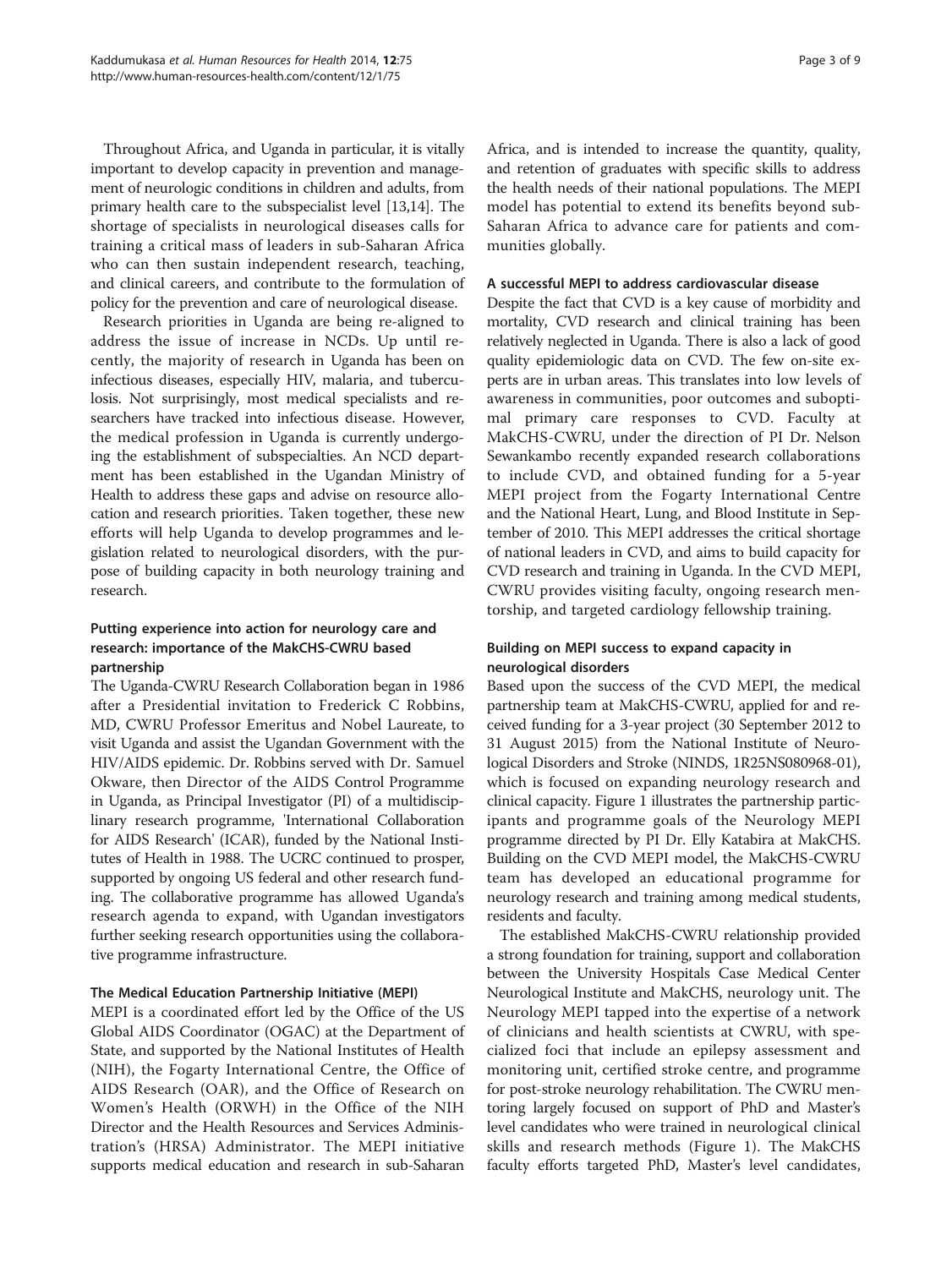Throughout Africa, and Uganda in particular, it is vitally important to develop capacity in prevention and management of neurologic conditions in children and adults, from primary health care to the subspecialist level [13,14]. The shortage of specialists in neurological diseases calls for training a critical mass of leaders in sub-Saharan Africa who can then sustain independent research, teaching, and clinical careers, and contribute to the formulation of policy for the prevention and care of neurological disease.

Research priorities in Uganda are being re-aligned to address the issue of increase in NCDs. Up until recently, the majority of research in Uganda has been on infectious diseases, especially HIV, malaria, and tuberculosis. Not surprisingly, most medical specialists and researchers have tracked into infectious disease. However, the medical profession in Uganda is currently undergoing the establishment of subspecialties. An NCD department has been established in the Ugandan Ministry of Health to address these gaps and advise on resource allocation and research priorities. Taken together, these new efforts will help Uganda to develop programmes and legislation related to neurological disorders, with the purpose of building capacity in both neurology training and research.

### Putting experience into action for neurology care and research: importance of the MakCHS-CWRU based partnership

The Uganda-CWRU Research Collaboration began in 1986 after a Presidential invitation to Frederick C Robbins, MD, CWRU Professor Emeritus and Nobel Laureate, to visit Uganda and assist the Ugandan Government with the HIV/AIDS epidemic. Dr. Robbins served with Dr. Samuel Okware, then Director of the AIDS Control Programme in Uganda, as Principal Investigator (PI) of a multidisciplinary research programme, 'International Collaboration for AIDS Research' (ICAR), funded by the National Institutes of Health in 1988. The UCRC continued to prosper, supported by ongoing US federal and other research funding. The collaborative programme has allowed Uganda's research agenda to expand, with Ugandan investigators further seeking research opportunities using the collaborative programme infrastructure.

### The Medical Education Partnership Initiative (MEPI)

MEPI is a coordinated effort led by the Office of the US Global AIDS Coordinator (OGAC) at the Department of State, and supported by the National Institutes of Health (NIH), the Fogarty International Centre, the Office of AIDS Research (OAR), and the Office of Research on Women's Health (ORWH) in the Office of the NIH Director and the Health Resources and Services Administration's (HRSA) Administrator. The MEPI initiative supports medical education and research in sub-Saharan Africa, and is intended to increase the quantity, quality, and retention of graduates with specific skills to address the health needs of their national populations. The MEPI model has potential to extend its benefits beyond sub-Saharan Africa to advance care for patients and communities globally.

### A successful MEPI to address cardiovascular disease

Despite the fact that CVD is a key cause of morbidity and mortality, CVD research and clinical training has been relatively neglected in Uganda. There is also a lack of good quality epidemiologic data on CVD. The few on-site experts are in urban areas. This translates into low levels of awareness in communities, poor outcomes and suboptimal primary care responses to CVD. Faculty at MakCHS-CWRU, under the direction of PI Dr. Nelson Sewankambo recently expanded research collaborations to include CVD, and obtained funding for a 5-year MEPI project from the Fogarty International Centre and the National Heart, Lung, and Blood Institute in September of 2010. This MEPI addresses the critical shortage of national leaders in CVD, and aims to build capacity for CVD research and training in Uganda. In the CVD MEPI, CWRU provides visiting faculty, ongoing research mentorship, and targeted cardiology fellowship training.

### Building on MEPI success to expand capacity in neurological disorders

Based upon the success of the CVD MEPI, the medical partnership team at MakCHS-CWRU, applied for and received funding for a 3-year project (30 September 2012 to 31 August 2015) from the National Institute of Neurological Disorders and Stroke (NINDS, 1R25NS080968-01), which is focused on expanding neurology research and clinical capacity. Figure 1 illustrates the partnership participants and programme goals of the Neurology MEPI programme directed by PI Dr. Elly Katabira at MakCHS. Building on the CVD MEPI model, the MakCHS-CWRU team has developed an educational programme for neurology research and training among medical students, residents and faculty.

The established MakCHS-CWRU relationship provided a strong foundation for training, support and collaboration between the University Hospitals Case Medical Center Neurological Institute and MakCHS, neurology unit. The Neurology MEPI tapped into the expertise of a network of clinicians and health scientists at CWRU, with specialized foci that include an epilepsy assessment and monitoring unit, certified stroke centre, and programme for post-stroke neurology rehabilitation. The CWRU mentoring largely focused on support of PhD and Master's level candidates who were trained in neurological clinical skills and research methods (Figure 1). The MakCHS faculty efforts targeted PhD, Master's level candidates,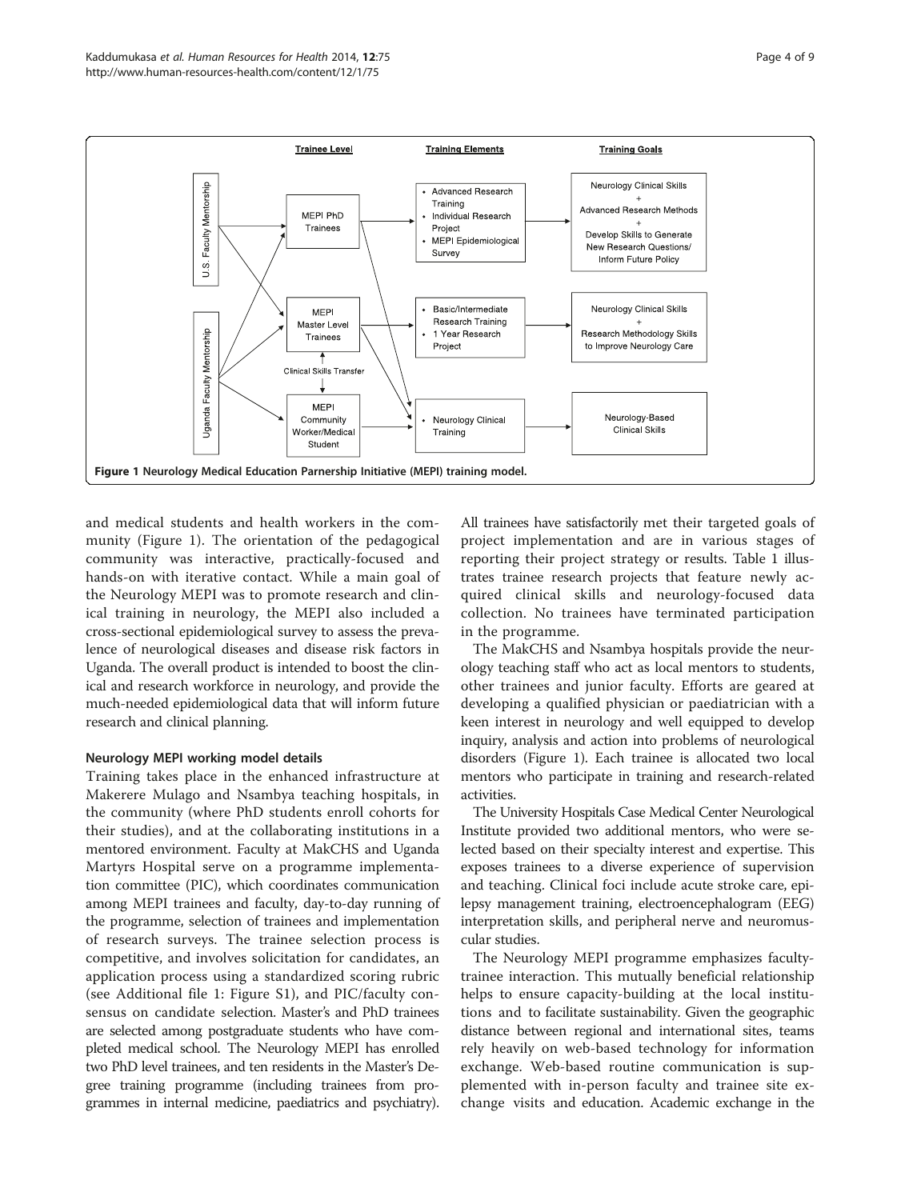Trainee Level | Training Elements | Training Goals

U.S. Faculty Mentorship

Uganda Faculty Mentorship

MEPI PhD Trainees

- Advanced Research Training
- Individual Research Project
- MEPI Epidemiological Survey

Neurology Clinical Skills + Advanced Research Methods + Develop Skills to Generate New Research Questions/ Inform Future Policy

MEPI Master Level Trainees

- Basic/Intermediate Research Training
- 1 Year Research Project

Neurology Clinical Skills + Research Methodology Skills to Improve Neurology Care

Clinical Skills Transfer

MEPI Community Worker/Medical Student

- Neurology Clinical Training

Neurology-Based Clinical Skills

**Figure 1** Neurology Medical Education Parnership Initiative (MEPI) training model.

and medical students and health workers in the community (Figure 1). The orientation of the pedagogical community was interactive, practically-focused and hands-on with iterative contact. While a main goal of the Neurology MEPI was to promote research and clinical training in neurology, the MEPI also included a cross-sectional epidemiological survey to assess the prevalence of neurological diseases and disease risk factors in Uganda. The overall product is intended to boost the clinical and research workforce in neurology, and provide the much-needed epidemiological data that will inform future research and clinical planning.

#### Neurology MEPI working model details

Training takes place in the enhanced infrastructure at Makerere Mulago and Nsambya teaching hospitals, in the community (where PhD students enroll cohorts for their studies), and at the collaborating institutions in a mentored environment. Faculty at MakCHS and Uganda Martyrs Hospital serve on a programme implementation committee (PIC), which coordinates communication among MEPI trainees and faculty, day-to-day running of the programme, selection of trainees and implementation of research surveys. The trainee selection process is competitive, and involves solicitation for candidates, an application process using a standardized scoring rubric (see Additional file 1: Figure S1), and PIC/faculty consensus on candidate selection. Master's and PhD trainees are selected among postgraduate students who have completed medical school. The Neurology MEPI has enrolled two PhD level trainees, and ten residents in the Master's Degree training programme (including trainees from programmes in internal medicine, paediatrics and psychiatry). All trainees have satisfactorily met their targeted goals of project implementation and are in various stages of reporting their project strategy or results. Table 1 illustrates trainee research projects that feature newly acquired clinical skills and neurology-focused data collection. No trainees have terminated participation in the programme.

The MakCHS and Nsambya hospitals provide the neurology teaching staff who act as local mentors to students, other trainees and junior faculty. Efforts are geared at developing a qualified physician or paediatrician with a keen interest in neurology and well equipped to develop inquiry, analysis and action into problems of neurological disorders (Figure 1). Each trainee is allocated two local mentors who participate in training and research-related activities.

The University Hospitals Case Medical Center Neurological Institute provided two additional mentors, who were selected based on their specialty interest and expertise. This exposes trainees to a diverse experience of supervision and teaching. Clinical foci include acute stroke care, epilepsy management training, electroencephalogram (EEG) interpretation skills, and peripheral nerve and neuromuscular studies.

The Neurology MEPI programme emphasizes faculty-trainee interaction. This mutually beneficial relationship helps to ensure capacity-building at the local institutions and to facilitate sustainability. Given the geographic distance between regional and international sites, teams rely heavily on web-based technology for information exchange. Web-based routine communication is supplemented with in-person faculty and trainee site exchange visits and education. Academic exchange in the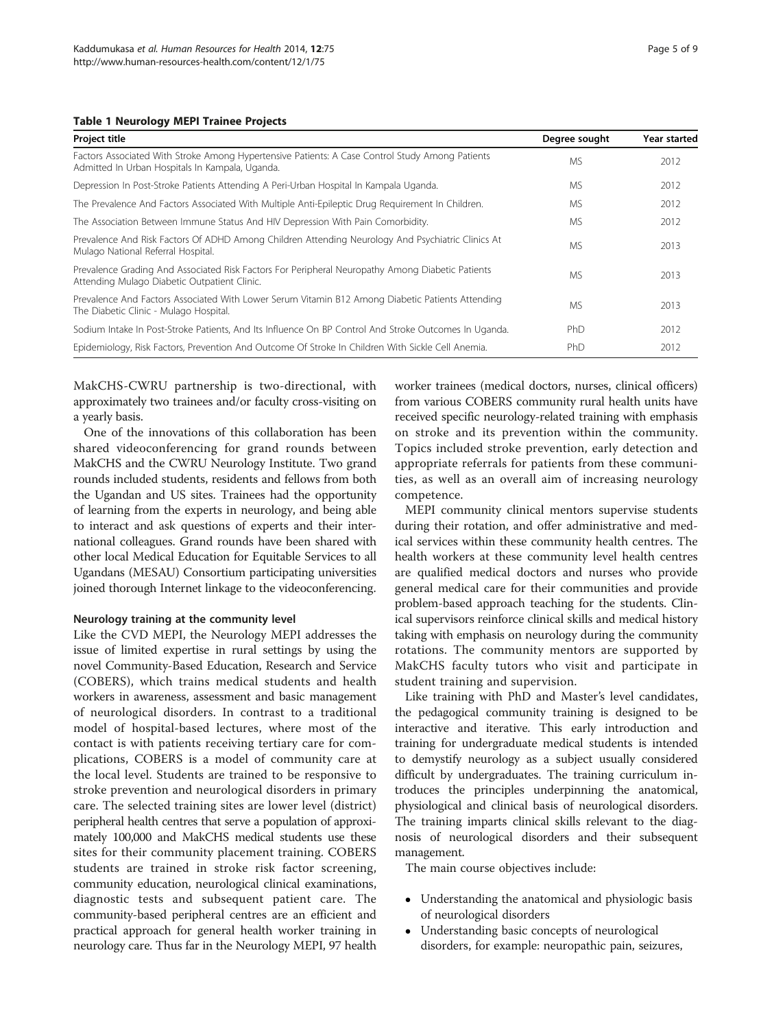**Table 1 Neurology MEPI Trainee Projects**

| Project title | Degree sought | Year started |
|---|---|---|
| Factors Associated With Stroke Among Hypertensive Patients: A Case Control Study Among Patients Admitted In Urban Hospitals In Kampala, Uganda. | MS | 2012 |
| Depression In Post-Stroke Patients Attending A Peri-Urban Hospital In Kampala Uganda. | MS | 2012 |
| The Prevalence And Factors Associated With Multiple Anti-Epileptic Drug Requirement In Children. | MS | 2012 |
| The Association Between Immune Status And HIV Depression With Pain Comorbidity. | MS | 2012 |
| Prevalence And Risk Factors Of ADHD Among Children Attending Neurology And Psychiatric Clinics At Mulago National Referral Hospital. | MS | 2013 |
| Prevalence Grading And Associated Risk Factors For Peripheral Neuropathy Among Diabetic Patients Attending Mulago Diabetic Outpatient Clinic. | MS | 2013 |
| Prevalence And Factors Associated With Lower Serum Vitamin B12 Among Diabetic Patients Attending The Diabetic Clinic - Mulago Hospital. | MS | 2013 |
| Sodium Intake In Post-Stroke Patients, And Its Influence On BP Control And Stroke Outcomes In Uganda. | PhD | 2012 |
| Epidemiology, Risk Factors, Prevention And Outcome Of Stroke In Children With Sickle Cell Anemia. | PhD | 2012 |

MakCHS-CWRU partnership is two-directional, with approximately two trainees and/or faculty cross-visiting on a yearly basis.

One of the innovations of this collaboration has been shared videoconferencing for grand rounds between MakCHS and the CWRU Neurology Institute. Two grand rounds included students, residents and fellows from both the Ugandan and US sites. Trainees had the opportunity of learning from the experts in neurology, and being able to interact and ask questions of experts and their international colleagues. Grand rounds have been shared with other local Medical Education for Equitable Services to all Ugandans (MESAU) Consortium participating universities joined thorough Internet linkage to the videoconferencing.

#### Neurology training at the community level

Like the CVD MEPI, the Neurology MEPI addresses the issue of limited expertise in rural settings by using the novel Community-Based Education, Research and Service (COBERS), which trains medical students and health workers in awareness, assessment and basic management of neurological disorders. In contrast to a traditional model of hospital-based lectures, where most of the contact is with patients receiving tertiary care for complications, COBERS is a model of community care at the local level. Students are trained to be responsive to stroke prevention and neurological disorders in primary care. The selected training sites are lower level (district) peripheral health centres that serve a population of approximately 100,000 and MakCHS medical students use these sites for their community placement training. COBERS students are trained in stroke risk factor screening, community education, neurological clinical examinations, diagnostic tests and subsequent patient care. The community-based peripheral centres are an efficient and practical approach for general health worker training in neurology care. Thus far in the Neurology MEPI, 97 health worker trainees (medical doctors, nurses, clinical officers) from various COBERS community rural health units have received specific neurology-related training with emphasis on stroke and its prevention within the community. Topics included stroke prevention, early detection and appropriate referrals for patients from these communities, as well as an overall aim of increasing neurology competence.

MEPI community clinical mentors supervise students during their rotation, and offer administrative and medical services within these community health centres. The health workers at these community level health centres are qualified medical doctors and nurses who provide general medical care for their communities and provide problem-based approach teaching for the students. Clinical supervisors reinforce clinical skills and medical history taking with emphasis on neurology during the community rotations. The community mentors are supported by MakCHS faculty tutors who visit and participate in student training and supervision.

Like training with PhD and Master's level candidates, the pedagogical community training is designed to be interactive and iterative. This early introduction and training for undergraduate medical students is intended to demystify neurology as a subject usually considered difficult by undergraduates. The training curriculum introduces the principles underpinning the anatomical, physiological and clinical basis of neurological disorders. The training imparts clinical skills relevant to the diagnosis of neurological disorders and their subsequent management.

The main course objectives include:

- Understanding the anatomical and physiologic basis of neurological disorders
- Understanding basic concepts of neurological disorders, for example: neuropathic pain, seizures,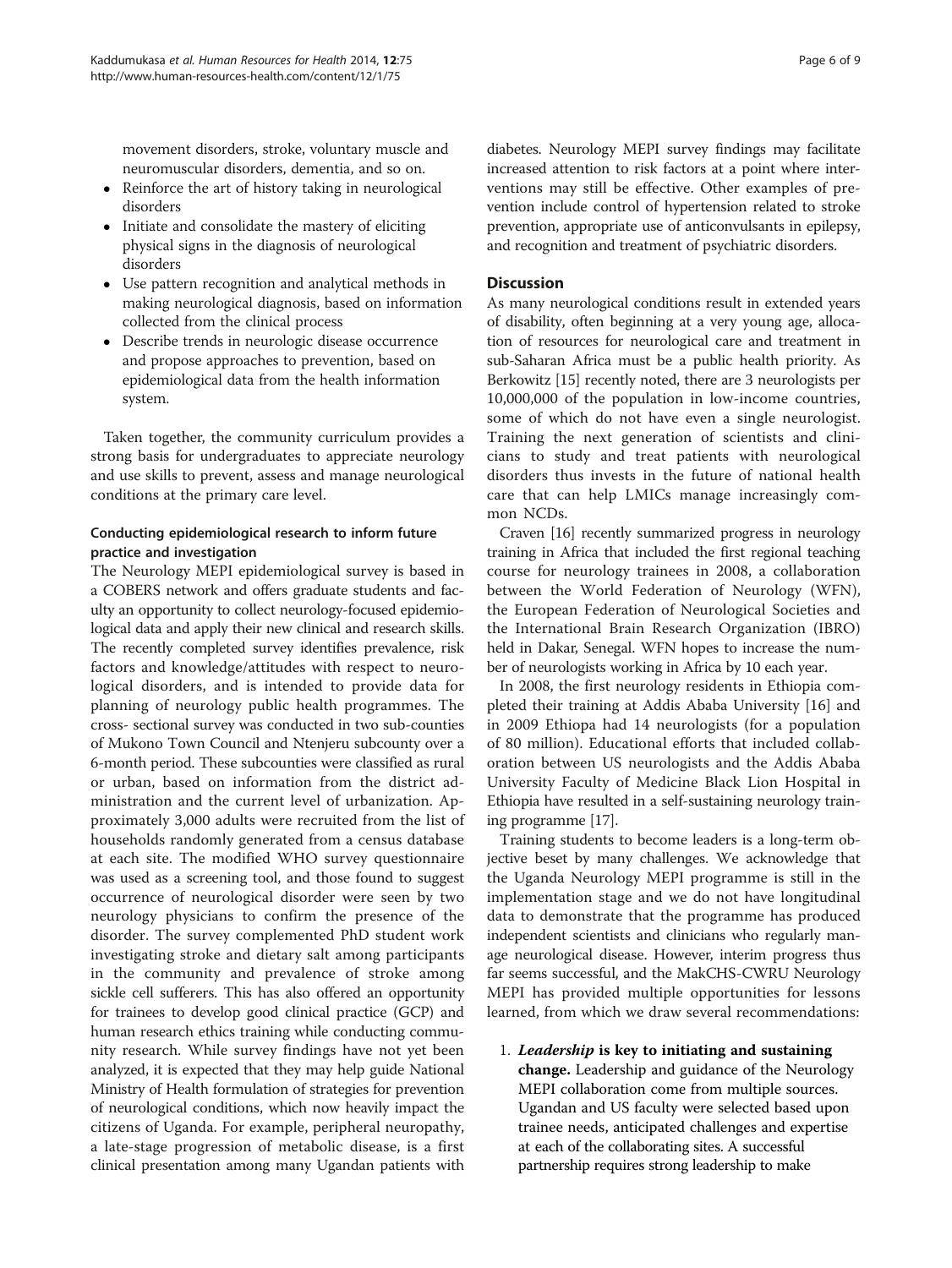movement disorders, stroke, voluntary muscle and neuromuscular disorders, dementia, and so on.

- Reinforce the art of history taking in neurological disorders
- Initiate and consolidate the mastery of eliciting physical signs in the diagnosis of neurological disorders
- Use pattern recognition and analytical methods in making neurological diagnosis, based on information collected from the clinical process
- Describe trends in neurologic disease occurrence and propose approaches to prevention, based on epidemiological data from the health information system.

Taken together, the community curriculum provides a strong basis for undergraduates to appreciate neurology and use skills to prevent, assess and manage neurological conditions at the primary care level.

### Conducting epidemiological research to inform future practice and investigation

The Neurology MEPI epidemiological survey is based in a COBERS network and offers graduate students and faculty an opportunity to collect neurology-focused epidemiological data and apply their new clinical and research skills. The recently completed survey identifies prevalence, risk factors and knowledge/attitudes with respect to neurological disorders, and is intended to provide data for planning of neurology public health programmes. The cross- sectional survey was conducted in two sub-counties of Mukono Town Council and Ntenjeru subcounty over a 6-month period. These subcounties were classified as rural or urban, based on information from the district administration and the current level of urbanization. Approximately 3,000 adults were recruited from the list of households randomly generated from a census database at each site. The modified WHO survey questionnaire was used as a screening tool, and those found to suggest occurrence of neurological disorder were seen by two neurology physicians to confirm the presence of the disorder. The survey complemented PhD student work investigating stroke and dietary salt among participants in the community and prevalence of stroke among sickle cell sufferers. This has also offered an opportunity for trainees to develop good clinical practice (GCP) and human research ethics training while conducting community research. While survey findings have not yet been analyzed, it is expected that they may help guide National Ministry of Health formulation of strategies for prevention of neurological conditions, which now heavily impact the citizens of Uganda. For example, peripheral neuropathy, a late-stage progression of metabolic disease, is a first clinical presentation among many Ugandan patients with diabetes. Neurology MEPI survey findings may facilitate increased attention to risk factors at a point where interventions may still be effective. Other examples of prevention include control of hypertension related to stroke prevention, appropriate use of anticonvulsants in epilepsy, and recognition and treatment of psychiatric disorders.

## Discussion

As many neurological conditions result in extended years of disability, often beginning at a very young age, allocation of resources for neurological care and treatment in sub-Saharan Africa must be a public health priority. As Berkowitz [15] recently noted, there are 3 neurologists per 10,000,000 of the population in low-income countries, some of which do not have even a single neurologist. Training the next generation of scientists and clinicians to study and treat patients with neurological disorders thus invests in the future of national health care that can help LMICs manage increasingly common NCDs.

Craven [16] recently summarized progress in neurology training in Africa that included the first regional teaching course for neurology trainees in 2008, a collaboration between the World Federation of Neurology (WFN), the European Federation of Neurological Societies and the International Brain Research Organization (IBRO) held in Dakar, Senegal. WFN hopes to increase the number of neurologists working in Africa by 10 each year.

In 2008, the first neurology residents in Ethiopia completed their training at Addis Ababa University [16] and in 2009 Ethiopa had 14 neurologists (for a population of 80 million). Educational efforts that included collaboration between US neurologists and the Addis Ababa University Faculty of Medicine Black Lion Hospital in Ethiopia have resulted in a self-sustaining neurology training programme [17].

Training students to become leaders is a long-term objective beset by many challenges. We acknowledge that the Uganda Neurology MEPI programme is still in the implementation stage and we do not have longitudinal data to demonstrate that the programme has produced independent scientists and clinicians who regularly manage neurological disease. However, interim progress thus far seems successful, and the MakCHS-CWRU Neurology MEPI has provided multiple opportunities for lessons learned, from which we draw several recommendations:

1. ***Leadership* is key to initiating and sustaining change.** Leadership and guidance of the Neurology MEPI collaboration come from multiple sources. Ugandan and US faculty were selected based upon trainee needs, anticipated challenges and expertise at each of the collaborating sites. A successful partnership requires strong leadership to make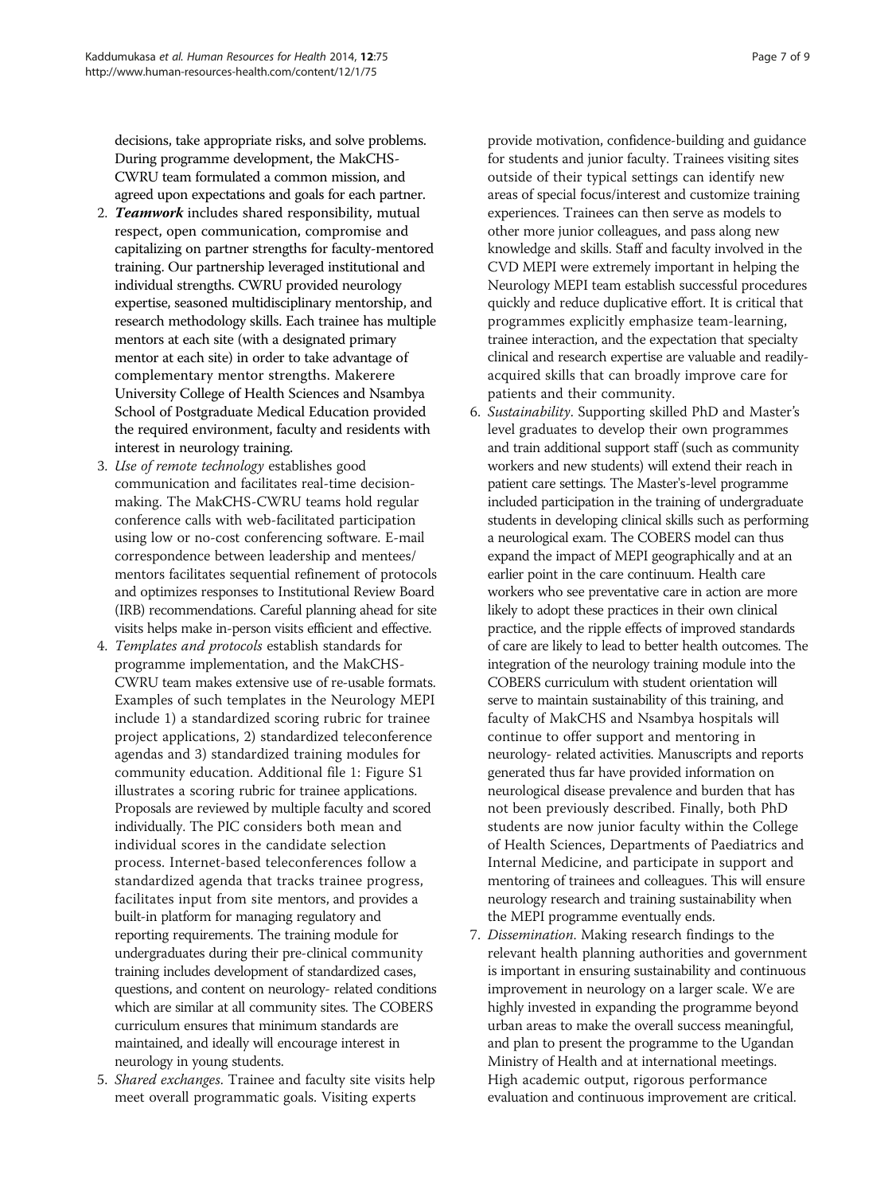decisions, take appropriate risks, and solve problems. During programme development, the MakCHS-CWRU team formulated a common mission, and agreed upon expectations and goals for each partner.

2. ***Teamwork*** includes shared responsibility, mutual respect, open communication, compromise and capitalizing on partner strengths for faculty-mentored training. Our partnership leveraged institutional and individual strengths. CWRU provided neurology expertise, seasoned multidisciplinary mentorship, and research methodology skills. Each trainee has multiple mentors at each site (with a designated primary mentor at each site) in order to take advantage of complementary mentor strengths. Makerere University College of Health Sciences and Nsambya School of Postgraduate Medical Education provided the required environment, faculty and residents with interest in neurology training.
3. *Use of remote technology* establishes good communication and facilitates real-time decision-making. The MakCHS-CWRU teams hold regular conference calls with web-facilitated participation using low or no-cost conferencing software. E-mail correspondence between leadership and mentees/mentors facilitates sequential refinement of protocols and optimizes responses to Institutional Review Board (IRB) recommendations. Careful planning ahead for site visits helps make in-person visits efficient and effective.
4. *Templates and protocols* establish standards for programme implementation, and the MakCHS-CWRU team makes extensive use of re-usable formats. Examples of such templates in the Neurology MEPI include 1) a standardized scoring rubric for trainee project applications, 2) standardized teleconference agendas and 3) standardized training modules for community education. Additional file 1: Figure S1 illustrates a scoring rubric for trainee applications. Proposals are reviewed by multiple faculty and scored individually. The PIC considers both mean and individual scores in the candidate selection process. Internet-based teleconferences follow a standardized agenda that tracks trainee progress, facilitates input from site mentors, and provides a built-in platform for managing regulatory and reporting requirements. The training module for undergraduates during their pre-clinical community training includes development of standardized cases, questions, and content on neurology- related conditions which are similar at all community sites. The COBERS curriculum ensures that minimum standards are maintained, and ideally will encourage interest in neurology in young students.
5. *Shared exchanges*. Trainee and faculty site visits help meet overall programmatic goals. Visiting experts provide motivation, confidence-building and guidance for students and junior faculty. Trainees visiting sites outside of their typical settings can identify new areas of special focus/interest and customize training experiences. Trainees can then serve as models to other more junior colleagues, and pass along new knowledge and skills. Staff and faculty involved in the CVD MEPI were extremely important in helping the Neurology MEPI team establish successful procedures quickly and reduce duplicative effort. It is critical that programmes explicitly emphasize team-learning, trainee interaction, and the expectation that specialty clinical and research expertise are valuable and readily-acquired skills that can broadly improve care for patients and their community.
6. *Sustainability*. Supporting skilled PhD and Master's level graduates to develop their own programmes and train additional support staff (such as community workers and new students) will extend their reach in patient care settings. The Master's-level programme included participation in the training of undergraduate students in developing clinical skills such as performing a neurological exam. The COBERS model can thus expand the impact of MEPI geographically and at an earlier point in the care continuum. Health care workers who see preventative care in action are more likely to adopt these practices in their own clinical practice, and the ripple effects of improved standards of care are likely to lead to better health outcomes. The integration of the neurology training module into the COBERS curriculum with student orientation will serve to maintain sustainability of this training, and faculty of MakCHS and Nsambya hospitals will continue to offer support and mentoring in neurology- related activities. Manuscripts and reports generated thus far have provided information on neurological disease prevalence and burden that has not been previously described. Finally, both PhD students are now junior faculty within the College of Health Sciences, Departments of Paediatrics and Internal Medicine, and participate in support and mentoring of trainees and colleagues. This will ensure neurology research and training sustainability when the MEPI programme eventually ends.
7. *Dissemination*. Making research findings to the relevant health planning authorities and government is important in ensuring sustainability and continuous improvement in neurology on a larger scale. We are highly invested in expanding the programme beyond urban areas to make the overall success meaningful, and plan to present the programme to the Ugandan Ministry of Health and at international meetings. High academic output, rigorous performance evaluation and continuous improvement are critical.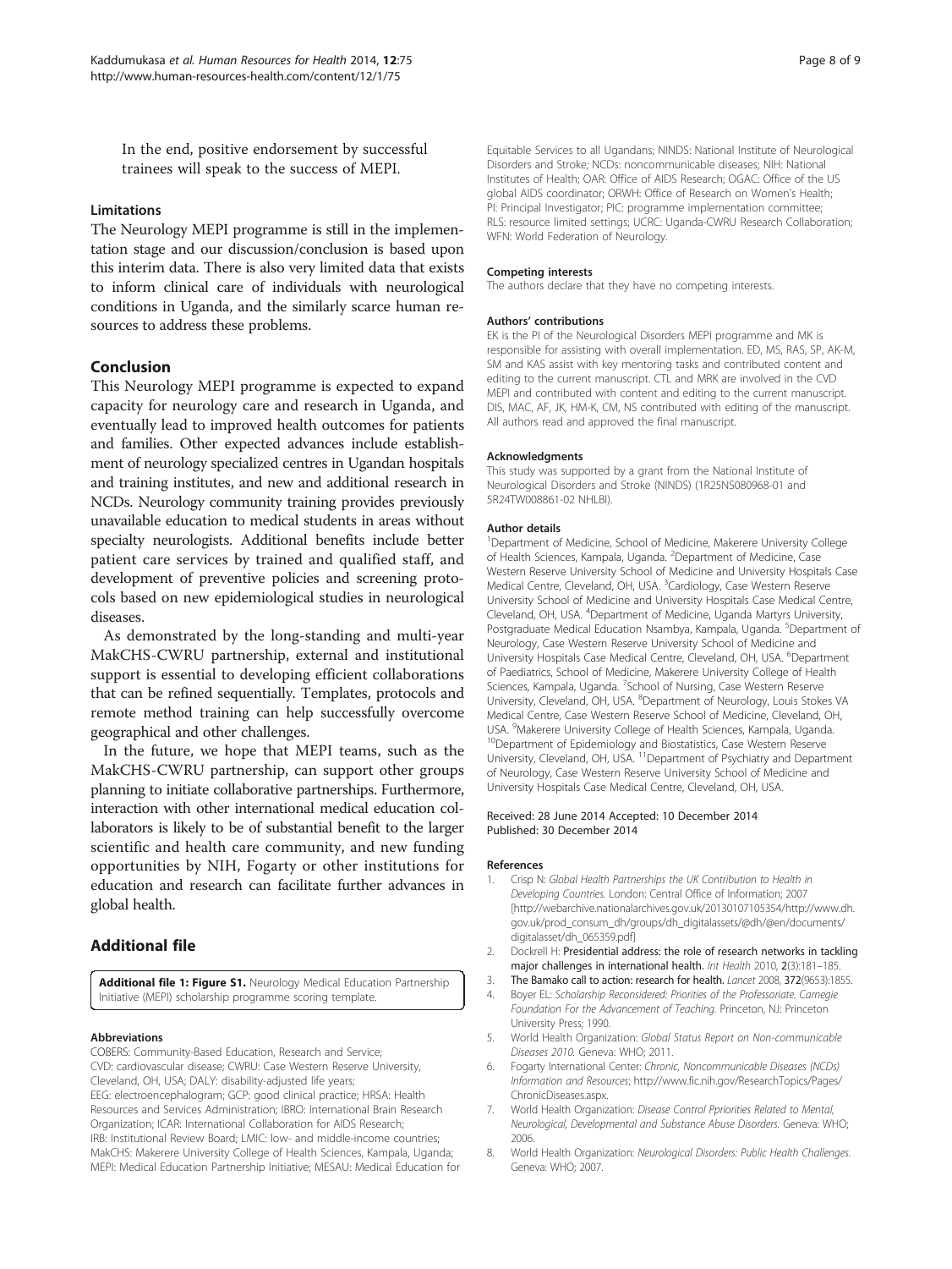In the end, positive endorsement by successful trainees will speak to the success of MEPI.

### Limitations

The Neurology MEPI programme is still in the implementation stage and our discussion/conclusion is based upon this interim data. There is also very limited data that exists to inform clinical care of individuals with neurological conditions in Uganda, and the similarly scarce human resources to address these problems.

## Conclusion

This Neurology MEPI programme is expected to expand capacity for neurology care and research in Uganda, and eventually lead to improved health outcomes for patients and families. Other expected advances include establishment of neurology specialized centres in Ugandan hospitals and training institutes, and new and additional research in NCDs. Neurology community training provides previously unavailable education to medical students in areas without specialty neurologists. Additional benefits include better patient care services by trained and qualified staff, and development of preventive policies and screening protocols based on new epidemiological studies in neurological diseases.

As demonstrated by the long-standing and multi-year MakCHS-CWRU partnership, external and institutional support is essential to developing efficient collaborations that can be refined sequentially. Templates, protocols and remote method training can help successfully overcome geographical and other challenges.

In the future, we hope that MEPI teams, such as the MakCHS-CWRU partnership, can support other groups planning to initiate collaborative partnerships. Furthermore, interaction with other international medical education collaborators is likely to be of substantial benefit to the larger scientific and health care community, and new funding opportunities by NIH, Fogarty or other institutions for education and research can facilitate further advances in global health.

## Additional file

**Additional file 1: Figure S1.** Neurology Medical Education Partnership Initiative (MEPI) scholarship programme scoring template.

#### Abbreviations

COBERS: Community-Based Education, Research and Service; CVD: cardiovascular disease; CWRU: Case Western Reserve University, Cleveland, OH, USA; DALY: disability-adjusted life years; EEG: electroencephalogram; GCP: good clinical practice; HRSA: Health Resources and Services Administration; IBRO: International Brain Research Organization; ICAR: International Collaboration for AIDS Research; IRB: Institutional Review Board; LMIC: low- and middle-income countries; MakCHS: Makerere University College of Health Sciences, Kampala, Uganda; MEPI: Medical Education Partnership Initiative; MESAU: Medical Education for Equitable Services to all Ugandans; NINDS: National Institute of Neurological Disorders and Stroke; NCDs: noncommunicable diseases; NIH: National Institutes of Health; OAR: Office of AIDS Research; OGAC: Office of the US global AIDS coordinator; ORWH: Office of Research on Women's Health; PI: Principal Investigator; PIC: programme implementation committee; RLS: resource limited settings; UCRC: Uganda-CWRU Research Collaboration; WFN: World Federation of Neurology.

#### Competing interests

The authors declare that they have no competing interests.

#### Authors' contributions

EK is the PI of the Neurological Disorders MEPI programme and MK is responsible for assisting with overall implementation. ED, MS, RAS, SP, AK-M, SM and KAS assist with key mentoring tasks and contributed content and editing to the current manuscript. CTL and MRK are involved in the CVD MEPI and contributed with content and editing to the current manuscript. DIS, MAC, AF, JK, HM-K, CM, NS contributed with editing of the manuscript. All authors read and approved the final manuscript.

#### Acknowledgments

This study was supported by a grant from the National Institute of Neurological Disorders and Stroke (NINDS) (1R25NS080968-01 and 5R24TW008861-02 NHLBI).

#### Author details

[1]Department of Medicine, School of Medicine, Makerere University College of Health Sciences, Kampala, Uganda. [2]Department of Medicine, Case Western Reserve University School of Medicine and University Hospitals Case Medical Centre, Cleveland, OH, USA. [3]Cardiology, Case Western Reserve University School of Medicine and University Hospitals Case Medical Centre, Cleveland, OH, USA. [4]Department of Medicine, Uganda Martyrs University, Postgraduate Medical Education Nsambya, Kampala, Uganda. [5]Department of Neurology, Case Western Reserve University School of Medicine and University Hospitals Case Medical Centre, Cleveland, OH, USA. [6]Department of Paediatrics, School of Medicine, Makerere University College of Health Sciences, Kampala, Uganda. [7]School of Nursing, Case Western Reserve University, Cleveland, OH, USA. [8]Department of Neurology, Louis Stokes VA Medical Centre, Case Western Reserve School of Medicine, Cleveland, OH, USA. [9]Makerere University College of Health Sciences, Kampala, Uganda. [10]Department of Epidemiology and Biostatistics, Case Western Reserve University, Cleveland, OH, USA. [11]Department of Psychiatry and Department of Neurology, Case Western Reserve University School of Medicine and University Hospitals Case Medical Centre, Cleveland, OH, USA.

Received: 28 June 2014 Accepted: 10 December 2014
Published: 30 December 2014

#### References

1. Crisp N: *Global Health Partnerships the UK Contribution to Health in Developing Countries.* London: Central Office of Information; 2007 [http://webarchive.nationalarchives.gov.uk/20130107105354/http://www.dh.gov.uk/prod_consum_dh/groups/dh_digitalassets/@dh/@en/documents/digitalasset/dh_065359.pdf]
2. Dockrell H: **Presidential address: the role of research networks in tackling major challenges in international health.** *Int Health* 2010, **2**(3):181–185.
3. **The Bamako call to action: research for health.** *Lancet* 2008, **372**(9653):1855.
4. Boyer EL: *Scholarship Reconsidered: Priorities of the Professoriate. Carnegie Foundation For the Advancement of Teaching.* Princeton, NJ: Princeton University Press; 1990.
5. World Health Organization: *Global Status Report on Non-communicable Diseases 2010.* Geneva: WHO; 2011.
6. Fogarty International Center: *Chronic, Noncommunicable Diseases (NCDs) Information and Resources*; http://www.fic.nih.gov/ResearchTopics/Pages/ChronicDiseases.aspx.
7. World Health Organization: *Disease Control Ppriorities Related to Mental, Neurological, Developmental and Substance Abuse Disorders.* Geneva: WHO; 2006.
8. World Health Organization: *Neurological Disorders: Public Health Challenges.* Geneva: WHO; 2007.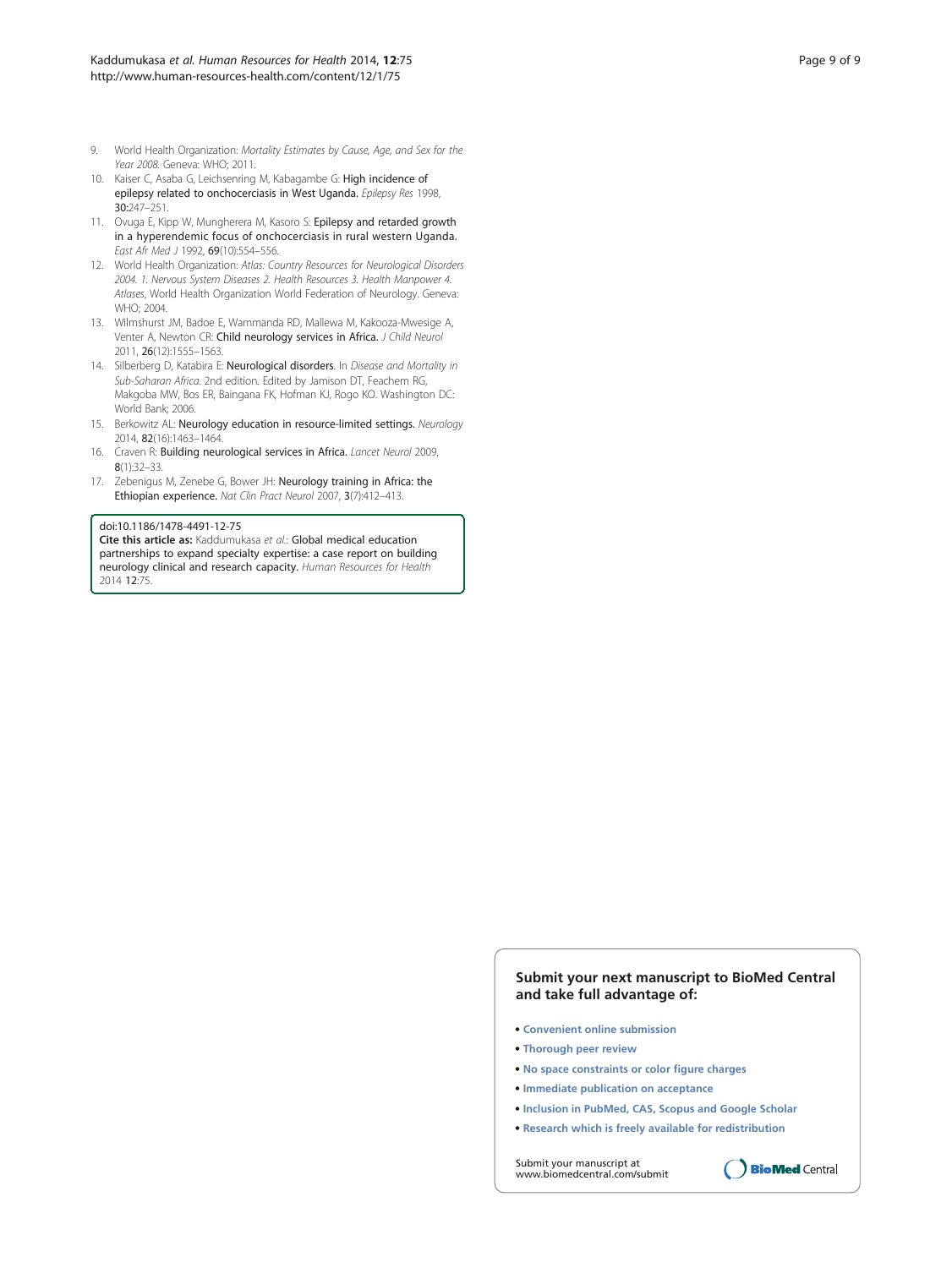9. World Health Organization: *Mortality Estimates by Cause, Age, and Sex for the Year 2008.* Geneva: WHO; 2011.
10. Kaiser C, Asaba G, Leichsenring M, Kabagambe G: **High incidence of epilepsy related to onchocerciasis in West Uganda.** *Epilepsy Res* 1998, **30:**247–251.
11. Ovuga E, Kipp W, Mungherera M, Kasoro S: **Epilepsy and retarded growth in a hyperendemic focus of onchocerciasis in rural western Uganda.** *East Afr Med J* 1992, **69**(10):554–556.
12. World Health Organization: *Atlas: Country Resources for Neurological Disorders 2004. 1. Nervous System Diseases 2. Health Resources 3. Health Manpower 4. Atlases*, World Health Organization World Federation of Neurology. Geneva: WHO; 2004.
13. Wilmshurst JM, Badoe E, Wammanda RD, Mallewa M, Kakooza-Mwesige A, Venter A, Newton CR: **Child neurology services in Africa.** *J Child Neurol* 2011, **26**(12):1555–1563.
14. Silberberg D, Katabira E: **Neurological disorders**. In *Disease and Mortality in Sub-Saharan Africa.* 2nd edition. Edited by Jamison DT, Feachem RG, Makgoba MW, Bos ER, Baingana FK, Hofman KJ, Rogo KO. Washington DC: World Bank; 2006.
15. Berkowitz AL: **Neurology education in resource-limited settings.** *Neurology* 2014, **82**(16):1463–1464.
16. Craven R: **Building neurological services in Africa.** *Lancet Neurol* 2009, **8**(1):32–33.
17. Zebenigus M, Zenebe G, Bower JH: **Neurology training in Africa: the Ethiopian experience.** *Nat Clin Pract Neurol* 2007, **3**(7):412–413.

doi:10.1186/1478-4491-12-75

**Cite this article as:** Kaddumukasa *et al.*: Global medical education partnerships to expand specialty expertise: a case report on building neurology clinical and research capacity. *Human Resources for Health* 2014 **12**:75.

**Submit your next manuscript to BioMed Central and take full advantage of:**

- **Convenient online submission**
- **Thorough peer review**
- **No space constraints or color figure charges**
- **Immediate publication on acceptance**
- **Inclusion in PubMed, CAS, Scopus and Google Scholar**
- **Research which is freely available for redistribution**

Submit your manuscript at www.biomedcentral.com/submit

BioMed Central